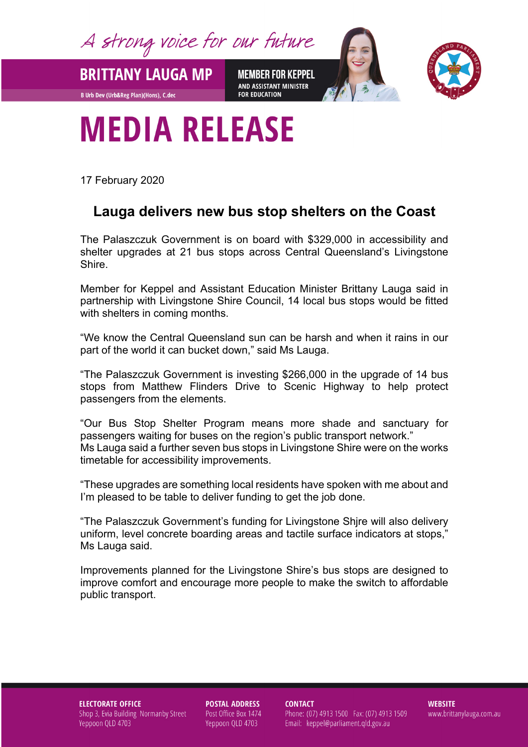A strong voice for our future

**BRITTANY LAUGA MP**

B Urb Dev (Urb&Reg Plan)(Hons), C.dec

**MEMBER FOR KEPPEL**
AND ASSISTANT MINISTER FOR EDUCATION

# MEDIA RELEASE

17 February 2020

## Lauga delivers new bus stop shelters on the Coast

The Palaszczuk Government is on board with $329,000 in accessibility and shelter upgrades at 21 bus stops across Central Queensland's Livingstone Shire.

Member for Keppel and Assistant Education Minister Brittany Lauga said in partnership with Livingstone Shire Council, 14 local bus stops would be fitted with shelters in coming months.

"We know the Central Queensland sun can be harsh and when it rains in our part of the world it can bucket down," said Ms Lauga.

"The Palaszczuk Government is investing $266,000 in the upgrade of 14 bus stops from Matthew Flinders Drive to Scenic Highway to help protect passengers from the elements.

"Our Bus Stop Shelter Program means more shade and sanctuary for passengers waiting for buses on the region's public transport network."
Ms Lauga said a further seven bus stops in Livingstone Shire were on the works timetable for accessibility improvements.

"These upgrades are something local residents have spoken with me about and I'm pleased to be table to deliver funding to get the job done.

"The Palaszczuk Government's funding for Livingstone Shjre will also delivery uniform, level concrete boarding areas and tactile surface indicators at stops," Ms Lauga said.

Improvements planned for the Livingstone Shire's bus stops are designed to improve comfort and encourage more people to make the switch to affordable public transport.

**ELECTORATE OFFICE**
Shop 3, Evia Building Normanby Street
Yeppoon QLD 4703

**POSTAL ADDRESS**
Post Office Box 1474
Yeppoon QLD 4703

**CONTACT**
Phone: (07) 4913 1500 Fax: (07) 4913 1509
Email: keppel@parliament.qld.gov.au

**WEBSITE**
www.brittanylauga.com.au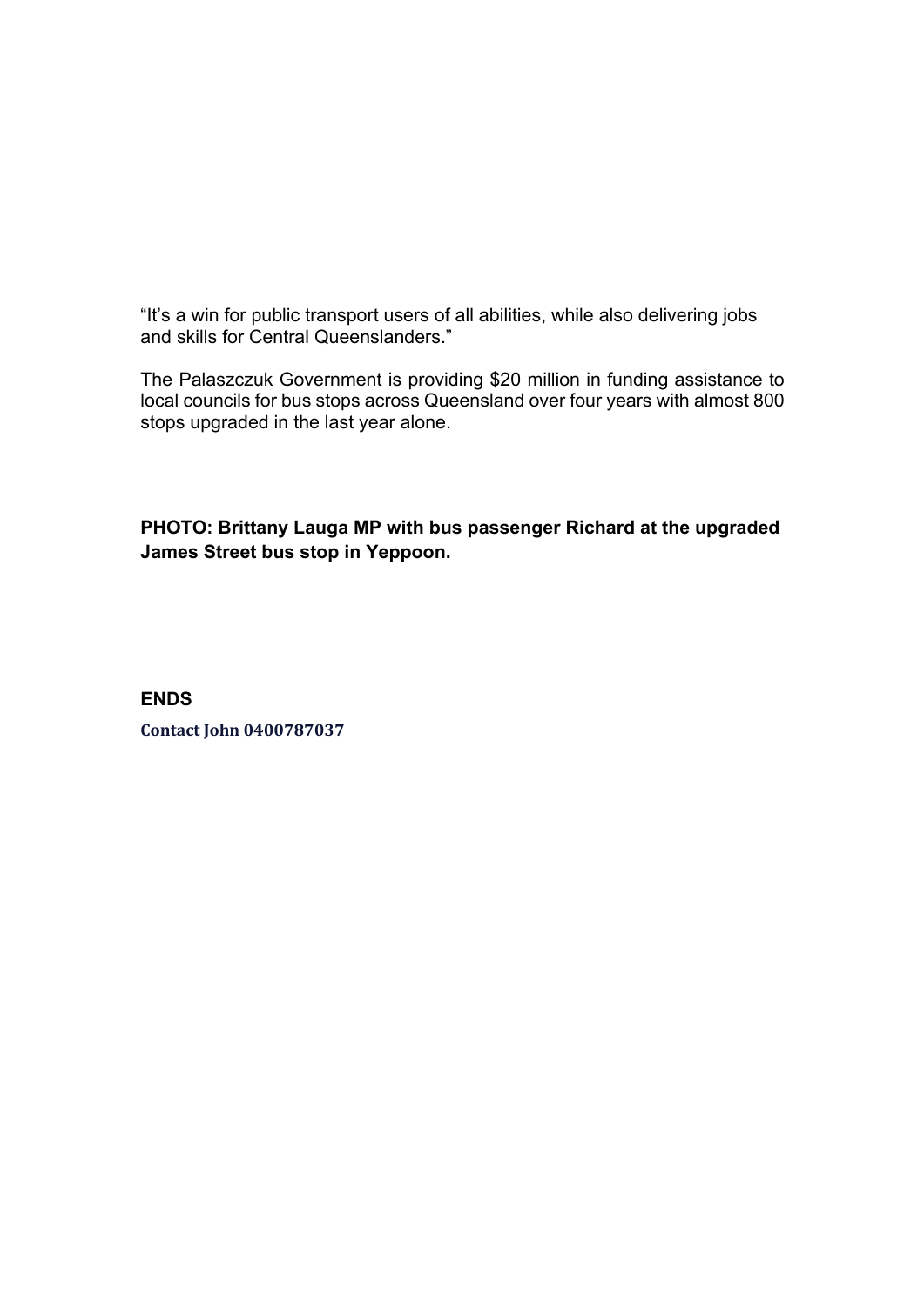"It's a win for public transport users of all abilities, while also delivering jobs and skills for Central Queenslanders."

The Palaszczuk Government is providing $20 million in funding assistance to local councils for bus stops across Queensland over four years with almost 800 stops upgraded in the last year alone.

**PHOTO: Brittany Lauga MP with bus passenger Richard at the upgraded James Street bus stop in Yeppoon.**

**ENDS**

**Contact John 0400787037**